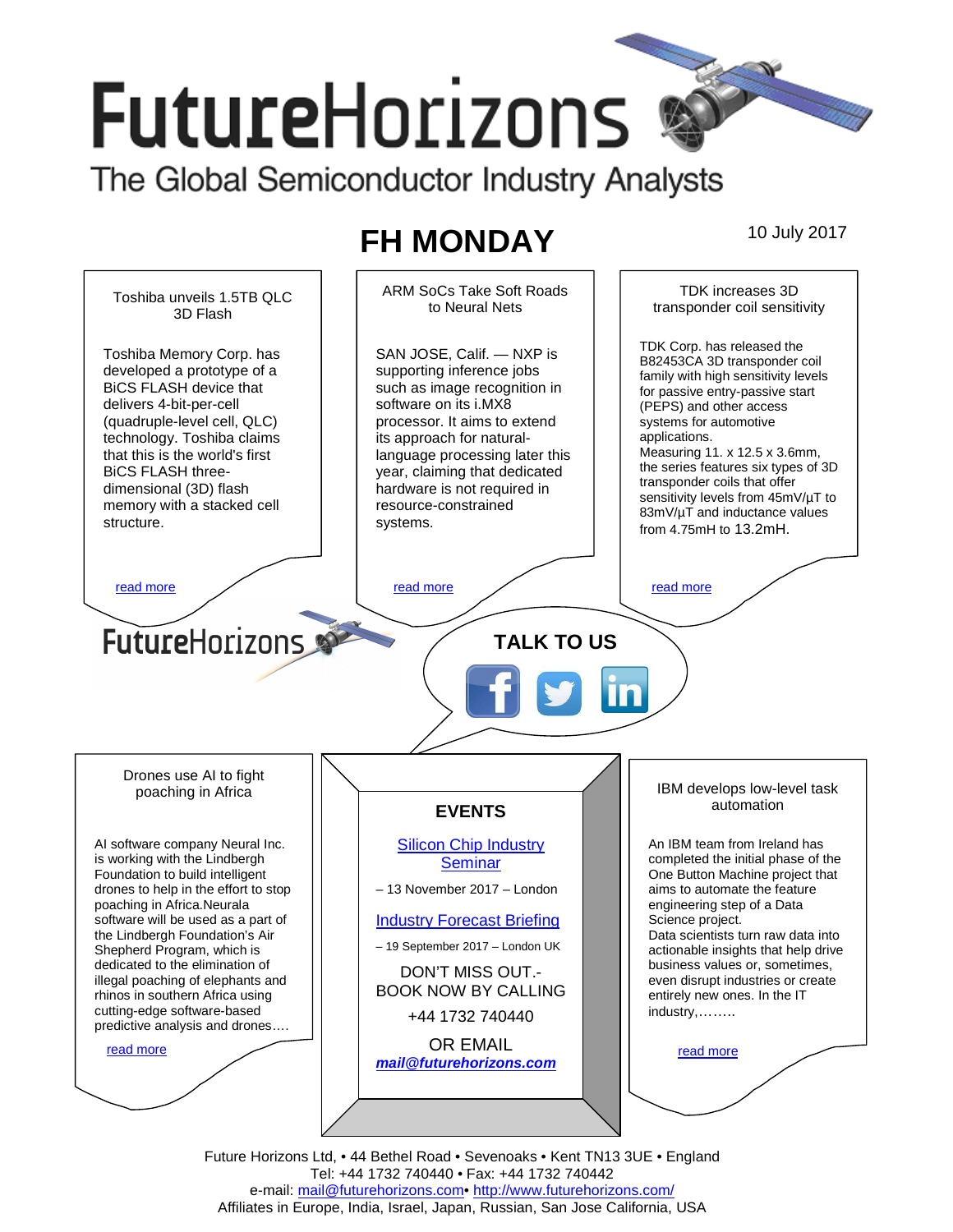# FutureHorizons

The Global Semiconductor Industry Analysts

## FH MONDAY

10 July 2017

### Toshiba unveils 1.5TB QLC 3D Flash

Toshiba Memory Corp. has developed a prototype of a BiCS FLASH device that delivers 4-bit-per-cell (quadruple-level cell, QLC) technology. Toshiba claims that this is the world's first BiCS FLASH three-dimensional (3D) flash memory with a stacked cell structure.

read more

### ARM SoCs Take Soft Roads to Neural Nets

SAN JOSE, Calif. — NXP is supporting inference jobs such as image recognition in software on its i.MX8 processor. It aims to extend its approach for natural-language processing later this year, claiming that dedicated hardware is not required in resource-constrained systems.

read more

### TDK increases 3D transponder coil sensitivity

TDK Corp. has released the B82453CA 3D transponder coil family with high sensitivity levels for passive entry-passive start (PEPS) and other access systems for automotive applications.
Measuring 11. x 12.5 x 3.6mm, the series features six types of 3D transponder coils that offer sensitivity levels from 45mV/µT to 83mV/µT and inductance values from 4.75mH to 13.2mH.

read more

FutureHorizons

**TALK TO US**

### Drones use AI to fight poaching in Africa

AI software company Neural Inc. is working with the Lindbergh Foundation to build intelligent drones to help in the effort to stop poaching in Africa.Neurala software will be used as a part of the Lindbergh Foundation's Air Shepherd Program, which is dedicated to the elimination of illegal poaching of elephants and rhinos in southern Africa using cutting-edge software-based predictive analysis and drones….

read more

### EVENTS

Silicon Chip Industry Seminar

– 13 November 2017 – London

Industry Forecast Briefing

– 19 September 2017 – London UK

DON'T MISS OUT.- BOOK NOW BY CALLING

+44 1732 740440

OR EMAIL

***mail@futurehorizons.com***

### IBM develops low-level task automation

An IBM team from Ireland has completed the initial phase of the One Button Machine project that aims to automate the feature engineering step of a Data Science project.
Data scientists turn raw data into actionable insights that help drive business values or, sometimes, even disrupt industries or create entirely new ones. In the IT industry,……..

read more

Future Horizons Ltd, • 44 Bethel Road • Sevenoaks • Kent TN13 3UE • England
Tel: +44 1732 740440 • Fax: +44 1732 740442
e-mail: mail@futurehorizons.com• http://www.futurehorizons.com/
Affiliates in Europe, India, Israel, Japan, Russian, San Jose California, USA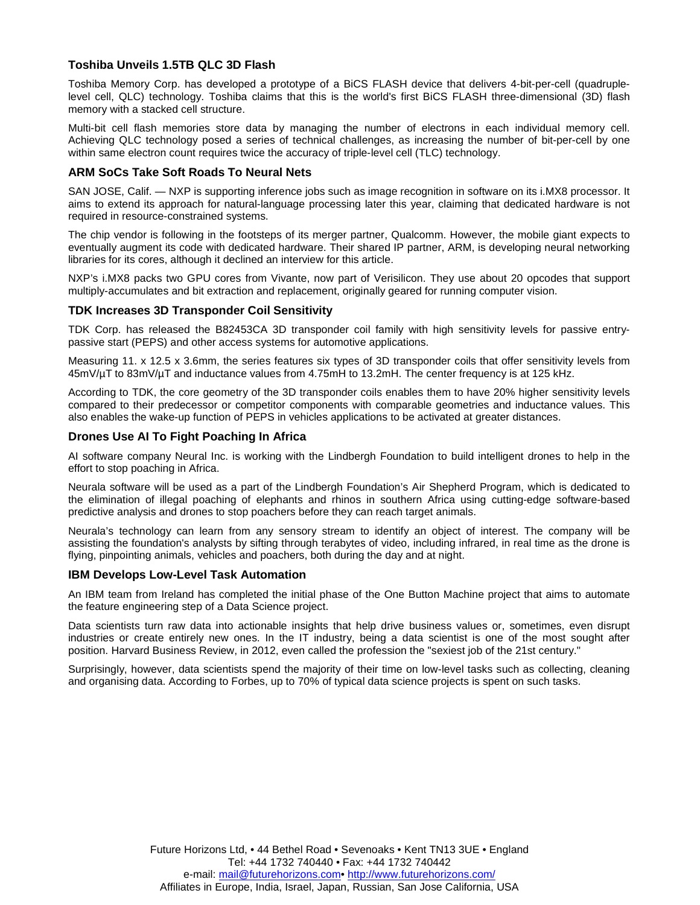### Toshiba Unveils 1.5TB QLC 3D Flash

Toshiba Memory Corp. has developed a prototype of a BiCS FLASH device that delivers 4-bit-per-cell (quadruple-level cell, QLC) technology. Toshiba claims that this is the world's first BiCS FLASH three-dimensional (3D) flash memory with a stacked cell structure.

Multi-bit cell flash memories store data by managing the number of electrons in each individual memory cell. Achieving QLC technology posed a series of technical challenges, as increasing the number of bit-per-cell by one within same electron count requires twice the accuracy of triple-level cell (TLC) technology.

### ARM SoCs Take Soft Roads To Neural Nets

SAN JOSE, Calif. — NXP is supporting inference jobs such as image recognition in software on its i.MX8 processor. It aims to extend its approach for natural-language processing later this year, claiming that dedicated hardware is not required in resource-constrained systems.

The chip vendor is following in the footsteps of its merger partner, Qualcomm. However, the mobile giant expects to eventually augment its code with dedicated hardware. Their shared IP partner, ARM, is developing neural networking libraries for its cores, although it declined an interview for this article.

NXP's i.MX8 packs two GPU cores from Vivante, now part of Verisilicon. They use about 20 opcodes that support multiply-accumulates and bit extraction and replacement, originally geared for running computer vision.

### TDK Increases 3D Transponder Coil Sensitivity

TDK Corp. has released the B82453CA 3D transponder coil family with high sensitivity levels for passive entry-passive start (PEPS) and other access systems for automotive applications.

Measuring 11. x 12.5 x 3.6mm, the series features six types of 3D transponder coils that offer sensitivity levels from 45mV/µT to 83mV/µT and inductance values from 4.75mH to 13.2mH. The center frequency is at 125 kHz.

According to TDK, the core geometry of the 3D transponder coils enables them to have 20% higher sensitivity levels compared to their predecessor or competitor components with comparable geometries and inductance values. This also enables the wake-up function of PEPS in vehicles applications to be activated at greater distances.

### Drones Use AI To Fight Poaching In Africa

AI software company Neural Inc. is working with the Lindbergh Foundation to build intelligent drones to help in the effort to stop poaching in Africa.

Neurala software will be used as a part of the Lindbergh Foundation's Air Shepherd Program, which is dedicated to the elimination of illegal poaching of elephants and rhinos in southern Africa using cutting-edge software-based predictive analysis and drones to stop poachers before they can reach target animals.

Neurala's technology can learn from any sensory stream to identify an object of interest. The company will be assisting the foundation's analysts by sifting through terabytes of video, including infrared, in real time as the drone is flying, pinpointing animals, vehicles and poachers, both during the day and at night.

### IBM Develops Low-Level Task Automation

An IBM team from Ireland has completed the initial phase of the One Button Machine project that aims to automate the feature engineering step of a Data Science project.

Data scientists turn raw data into actionable insights that help drive business values or, sometimes, even disrupt industries or create entirely new ones. In the IT industry, being a data scientist is one of the most sought after position. Harvard Business Review, in 2012, even called the profession the "sexiest job of the 21st century."

Surprisingly, however, data scientists spend the majority of their time on low-level tasks such as collecting, cleaning and organising data. According to Forbes, up to 70% of typical data science projects is spent on such tasks.

Future Horizons Ltd, • 44 Bethel Road • Sevenoaks • Kent TN13 3UE • England
Tel: +44 1732 740440 • Fax: +44 1732 740442
e-mail: mail@futurehorizons.com• http://www.futurehorizons.com/
Affiliates in Europe, India, Israel, Japan, Russian, San Jose California, USA